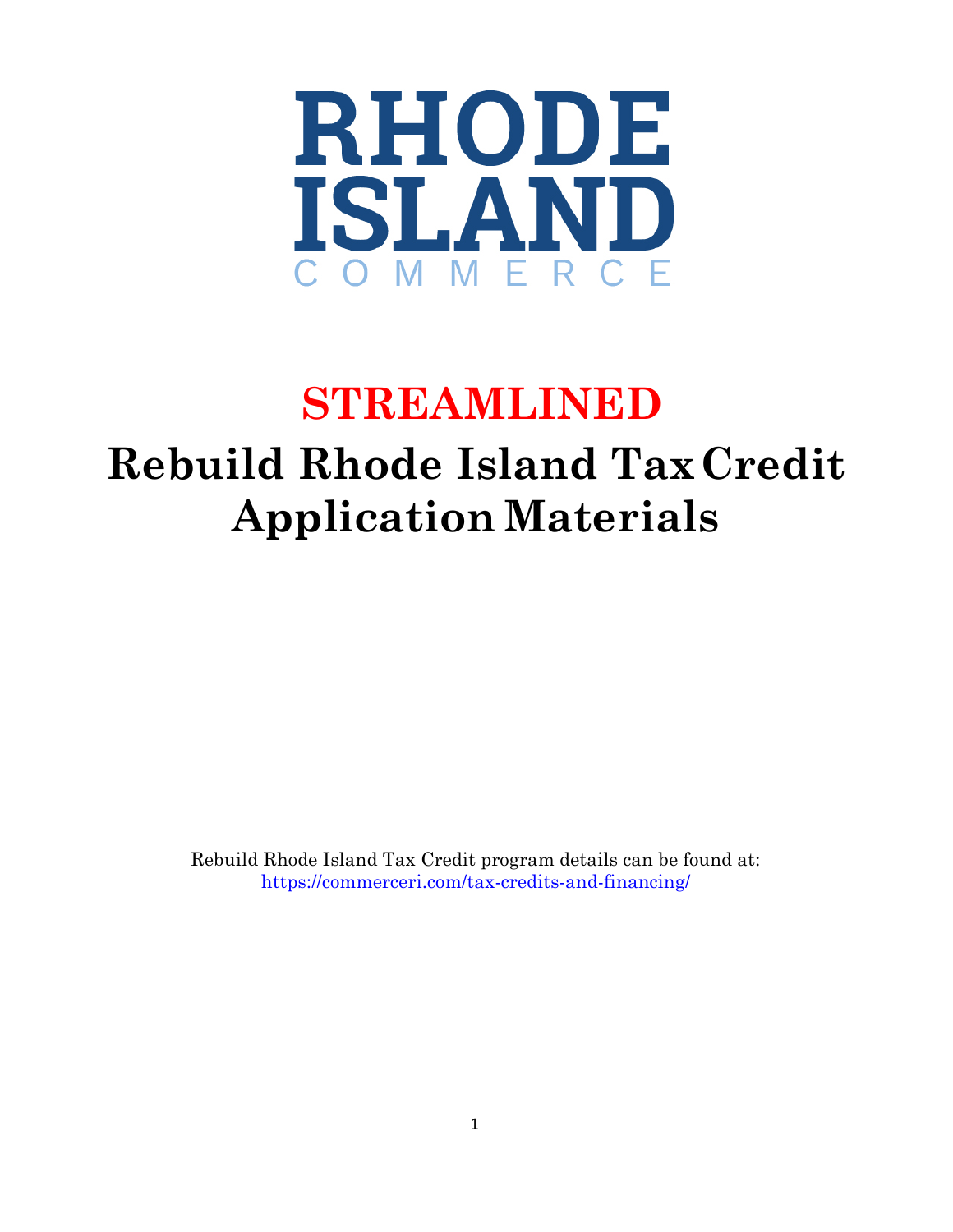RHODE ISLAND

COMMERCE

# STREAMLINED

# Rebuild Rhode Island Tax Credit Application Materials

Rebuild Rhode Island Tax Credit program details can be found at:
https://commerceri.com/tax-credits-and-financing/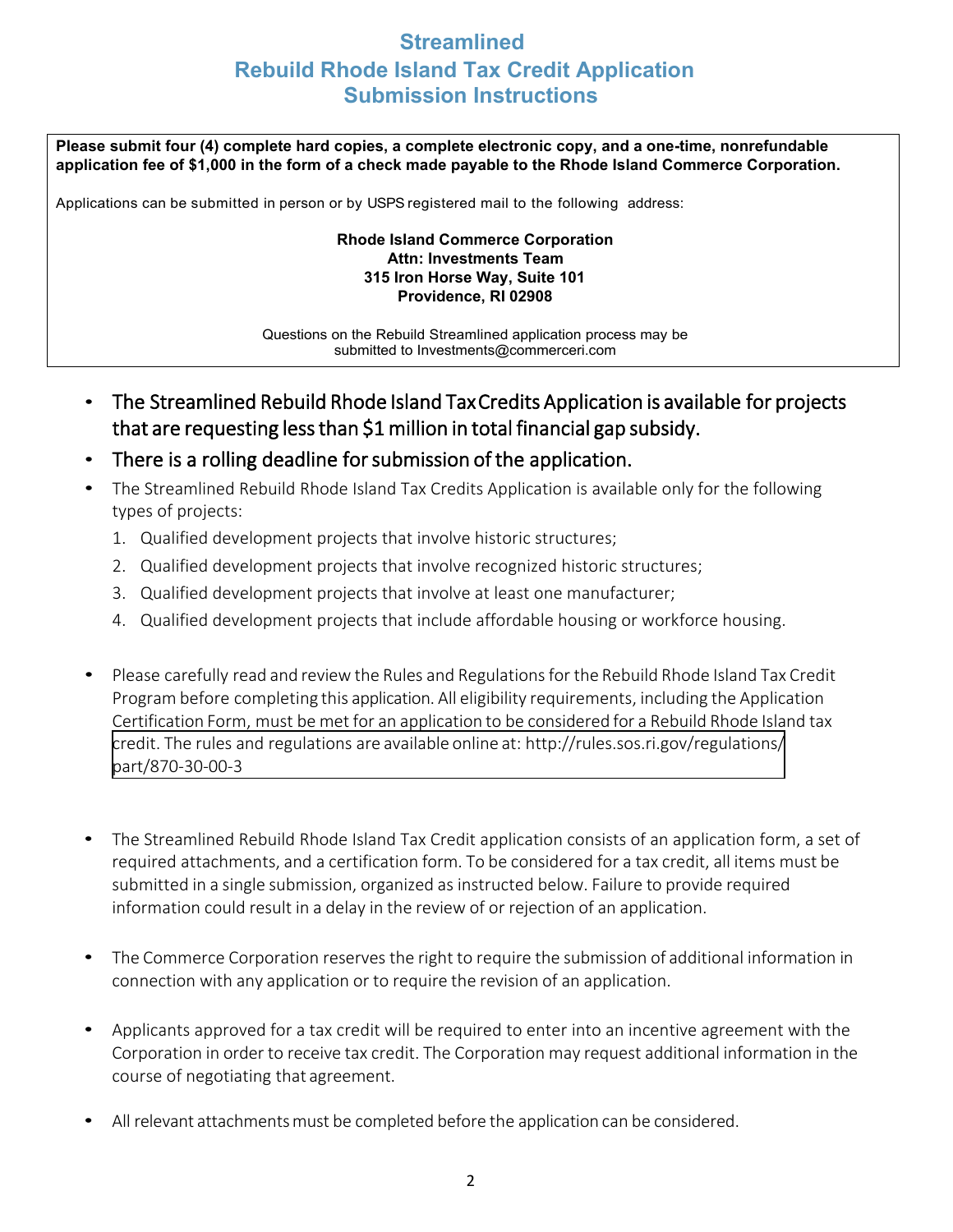# Streamlined
# Rebuild Rhode Island Tax Credit Application
# Submission Instructions

**Please submit four (4) complete hard copies, a complete electronic copy, and a one-time, nonrefundable application fee of $1,000 in the form of a check made payable to the Rhode Island Commerce Corporation.**

Applications can be submitted in person or by USPS registered mail to the following address:

**Rhode Island Commerce Corporation**
**Attn: Investments Team**
**315 Iron Horse Way, Suite 101**
**Providence, RI 02908**

Questions on the Rebuild Streamlined application process may be submitted to Investments@commerceri.com

- The Streamlined Rebuild Rhode Island Tax Credits Application is available for projects that are requesting less than $1 million in total financial gap subsidy.
- There is a rolling deadline for submission of the application.
- The Streamlined Rebuild Rhode Island Tax Credits Application is available only for the following types of projects:
  1. Qualified development projects that involve historic structures;
  2. Qualified development projects that involve recognized historic structures;
  3. Qualified development projects that involve at least one manufacturer;
  4. Qualified development projects that include affordable housing or workforce housing.

- Please carefully read and review the Rules and Regulations for the Rebuild Rhode Island Tax Credit Program before completing this application. All eligibility requirements, including the Application Certification Form, must be met for an application to be considered for a Rebuild Rhode Island tax credit. The rules and regulations are available online at: http://rules.sos.ri.gov/regulations/part/870-30-00-3

- The Streamlined Rebuild Rhode Island Tax Credit application consists of an application form, a set of required attachments, and a certification form. To be considered for a tax credit, all items must be submitted in a single submission, organized as instructed below. Failure to provide required information could result in a delay in the review of or rejection of an application.

- The Commerce Corporation reserves the right to require the submission of additional information in connection with any application or to require the revision of an application.

- Applicants approved for a tax credit will be required to enter into an incentive agreement with the Corporation in order to receive tax credit. The Corporation may request additional information in the course of negotiating that agreement.

- All relevant attachments must be completed before the application can be considered.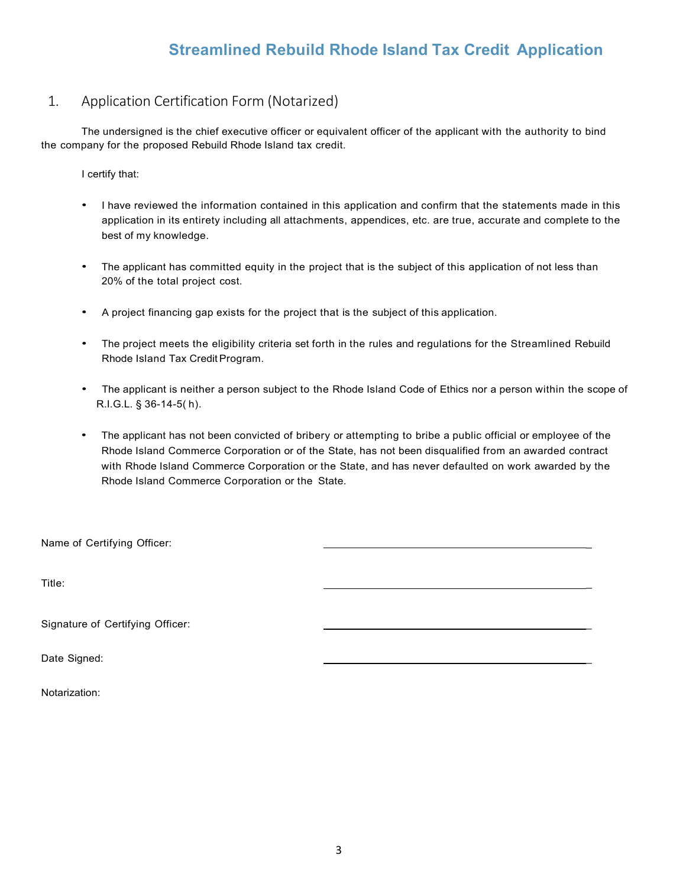# Streamlined Rebuild Rhode Island Tax Credit Application

## 1. Application Certification Form (Notarized)

The undersigned is the chief executive officer or equivalent officer of the applicant with the authority to bind the company for the proposed Rebuild Rhode Island tax credit.

I certify that:

- I have reviewed the information contained in this application and confirm that the statements made in this application in its entirety including all attachments, appendices, etc. are true, accurate and complete to the best of my knowledge.
- The applicant has committed equity in the project that is the subject of this application of not less than 20% of the total project cost.
- A project financing gap exists for the project that is the subject of this application.
- The project meets the eligibility criteria set forth in the rules and regulations for the Streamlined Rebuild Rhode Island Tax Credit Program.
- The applicant is neither a person subject to the Rhode Island Code of Ethics nor a person within the scope of R.I.G.L. § 36-14-5( h).
- The applicant has not been convicted of bribery or attempting to bribe a public official or employee of the Rhode Island Commerce Corporation or of the State, has not been disqualified from an awarded contract with Rhode Island Commerce Corporation or the State, and has never defaulted on work awarded by the Rhode Island Commerce Corporation or the State.

Name of Certifying Officer: ______________________________

Title: ______________________________

Signature of Certifying Officer: ______________________________

Date Signed: ______________________________

Notarization: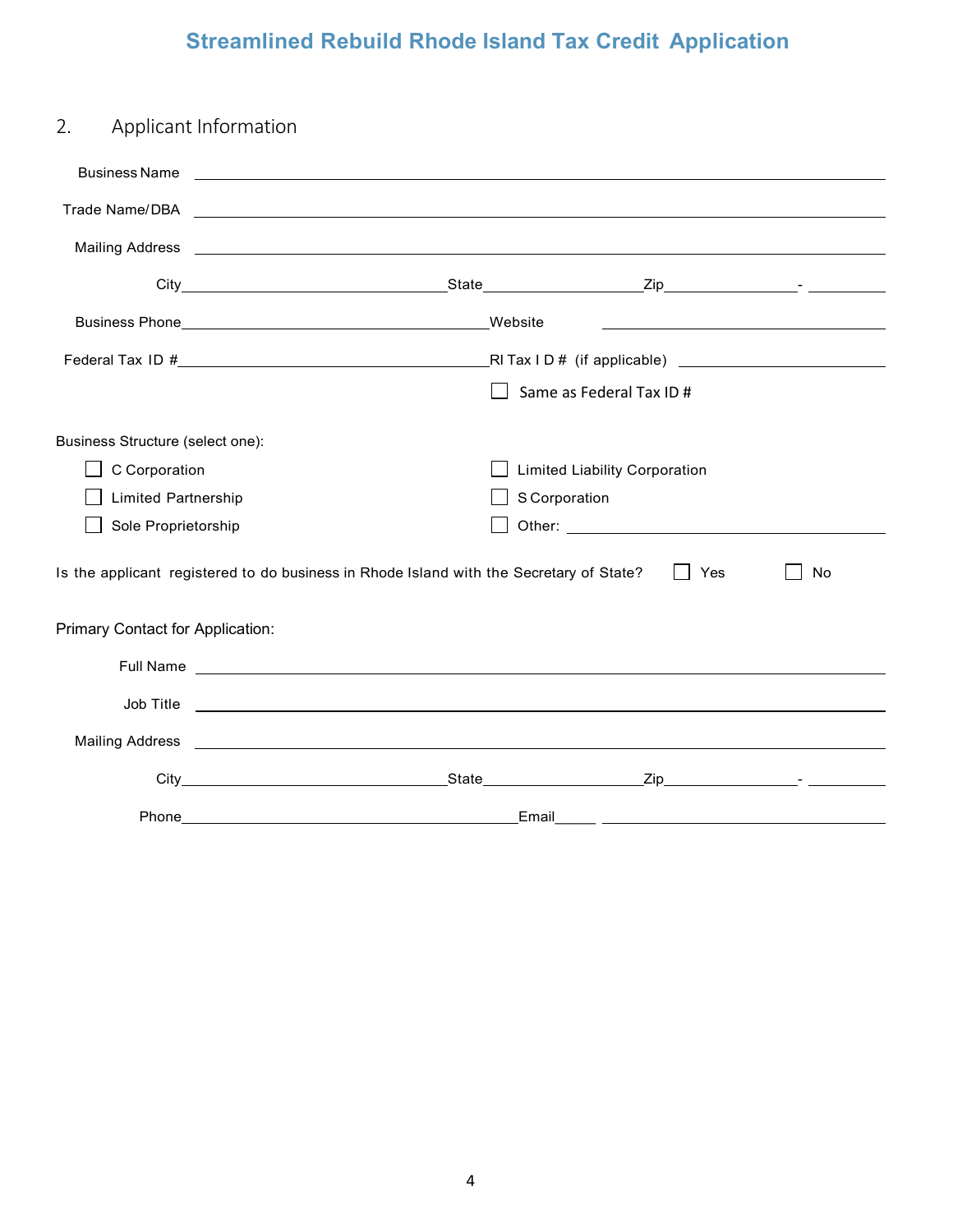# Streamlined Rebuild Rhode Island Tax Credit Application

## 2. Applicant Information

Business Name ____________________________________________

Trade Name/DBA ____________________________________________

Mailing Address ____________________________________________

City ____________________ State ____________ Zip __________ - ______

Business Phone ____________________ Website ____________________

Federal Tax ID # ____________________ RI Tax I D # (if applicable) ____________________

☐ Same as Federal Tax ID #

Business Structure (select one):

☐ C Corporation
☐ Limited Liability Corporation
☐ Limited Partnership
☐ S Corporation
☐ Sole Proprietorship
☐ Other: ____________________

Is the applicant registered to do business in Rhode Island with the Secretary of State? ☐ Yes ☐ No

Primary Contact for Application:

Full Name ____________________________________________

Job Title ____________________________________________

Mailing Address ____________________________________________

City ____________________ State ____________ Zip __________ - ______

Phone ____________________ Email_____ ____________________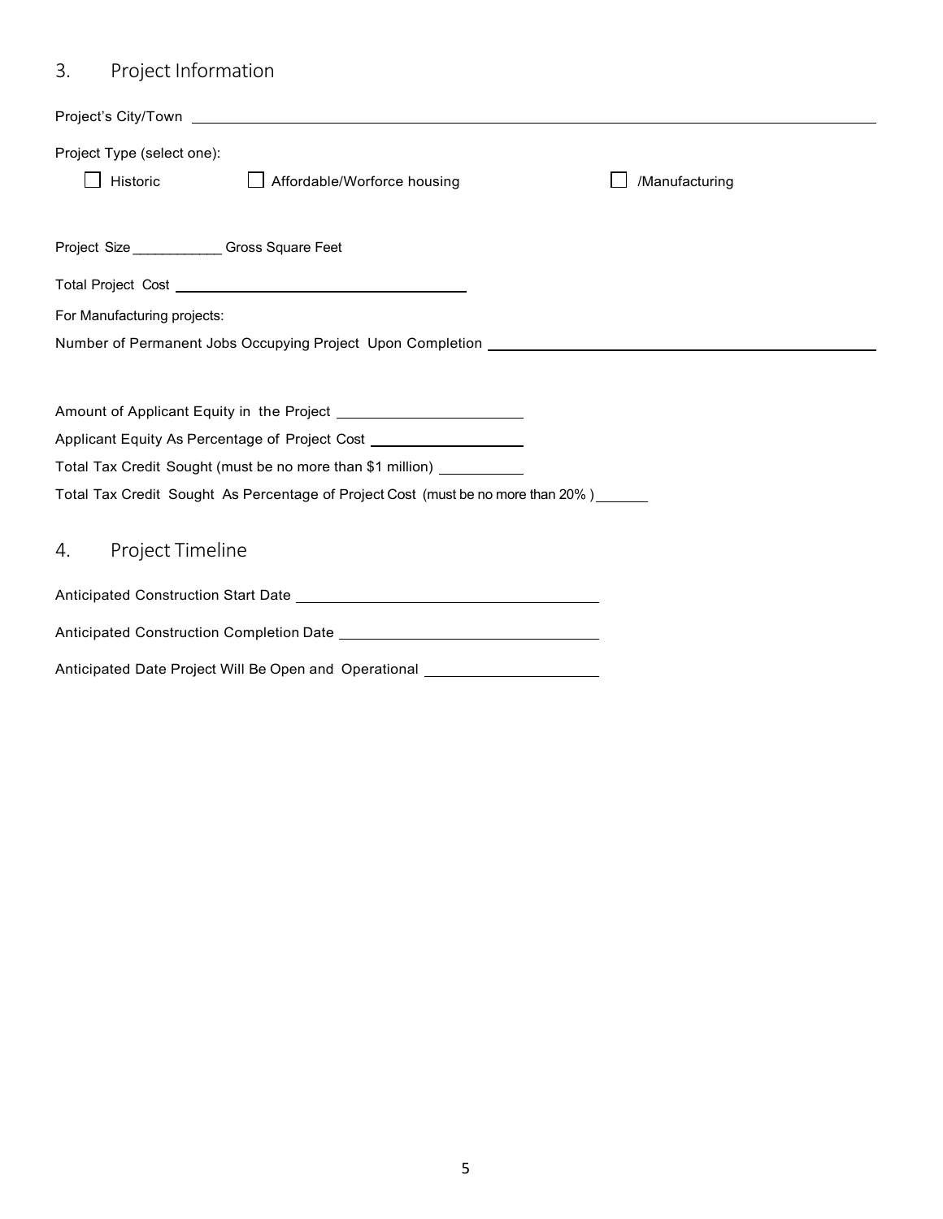## 3. Project Information

Project's City/Town ______________________________

Project Type (select one):

- ☐ Historic
- ☐ Affordable/Worforce housing
- ☐ /Manufacturing

Project Size ___________ Gross Square Feet

Total Project Cost ______________________________

For Manufacturing projects:

Number of Permanent Jobs Occupying Project Upon Completion ______________________________

Amount of Applicant Equity in the Project ______________________

Applicant Equity As Percentage of Project Cost ______________________

Total Tax Credit Sought (must be no more than $1 million) ___________

Total Tax Credit Sought As Percentage of Project Cost (must be no more than 20% ) _______

## 4. Project Timeline

Anticipated Construction Start Date ______________________________

Anticipated Construction Completion Date ______________________________

Anticipated Date Project Will Be Open and Operational ______________________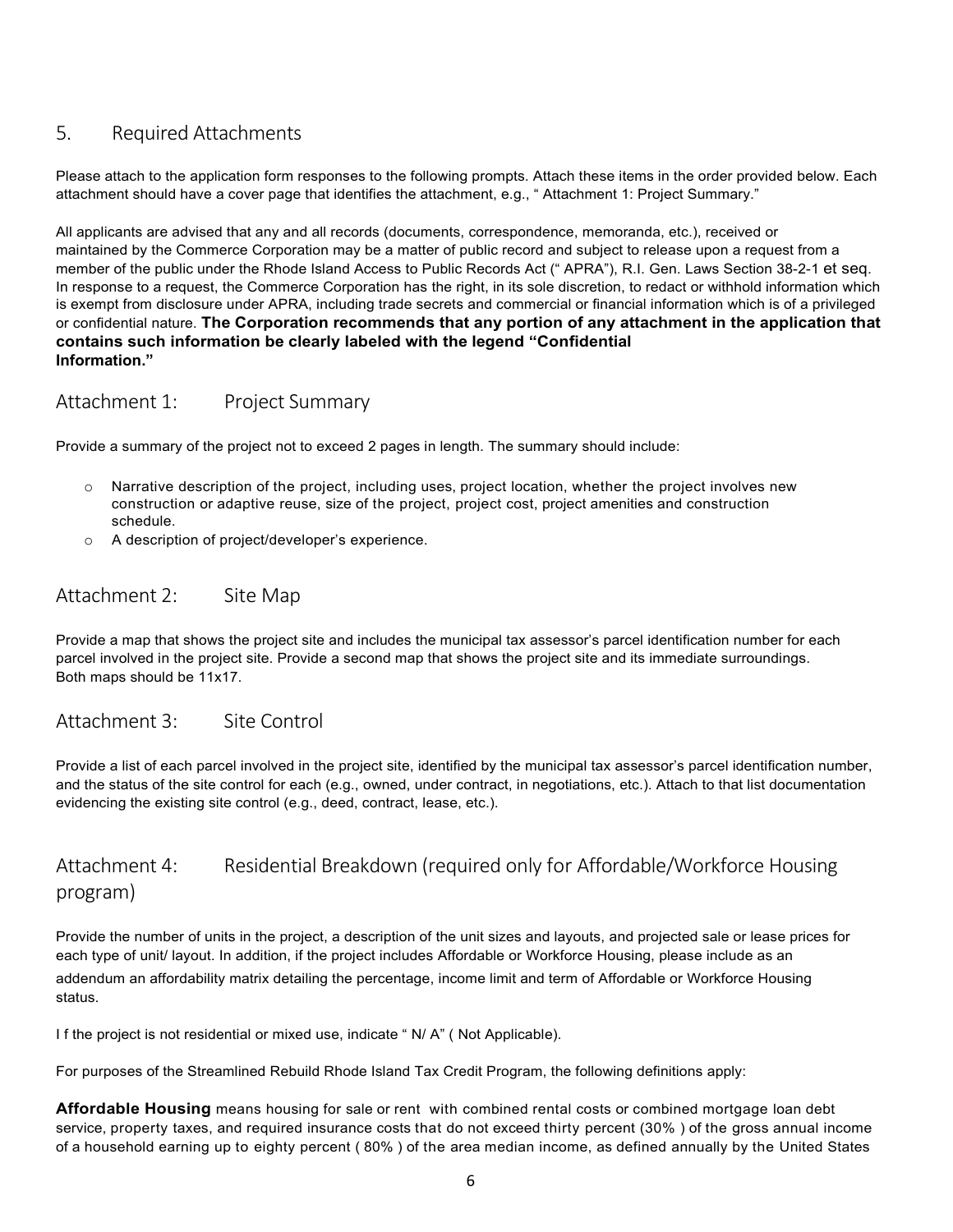## 5. Required Attachments

Please attach to the application form responses to the following prompts. Attach these items in the order provided below. Each attachment should have a cover page that identifies the attachment, e.g., " Attachment 1: Project Summary."

All applicants are advised that any and all records (documents, correspondence, memoranda, etc.), received or maintained by the Commerce Corporation may be a matter of public record and subject to release upon a request from a member of the public under the Rhode Island Access to Public Records Act (" APRA"), R.I. Gen. Laws Section 38-2-1 et seq. In response to a request, the Commerce Corporation has the right, in its sole discretion, to redact or withhold information which is exempt from disclosure under APRA, including trade secrets and commercial or financial information which is of a privileged or confidential nature. **The Corporation recommends that any portion of any attachment in the application that contains such information be clearly labeled with the legend "Confidential Information."**

### Attachment 1: Project Summary

Provide a summary of the project not to exceed 2 pages in length. The summary should include:

- Narrative description of the project, including uses, project location, whether the project involves new construction or adaptive reuse, size of the project, project cost, project amenities and construction schedule.
- A description of project/developer's experience.

### Attachment 2: Site Map

Provide a map that shows the project site and includes the municipal tax assessor's parcel identification number for each parcel involved in the project site. Provide a second map that shows the project site and its immediate surroundings. Both maps should be 11x17.

### Attachment 3: Site Control

Provide a list of each parcel involved in the project site, identified by the municipal tax assessor's parcel identification number, and the status of the site control for each (e.g., owned, under contract, in negotiations, etc.). Attach to that list documentation evidencing the existing site control (e.g., deed, contract, lease, etc.).

### Attachment 4: Residential Breakdown (required only for Affordable/Workforce Housing program)

Provide the number of units in the project, a description of the unit sizes and layouts, and projected sale or lease prices for each type of unit/ layout. In addition, if the project includes Affordable or Workforce Housing, please include as an addendum an affordability matrix detailing the percentage, income limit and term of Affordable or Workforce Housing status.

If the project is not residential or mixed use, indicate " N/ A" ( Not Applicable).

For purposes of the Streamlined Rebuild Rhode Island Tax Credit Program, the following definitions apply:

**Affordable Housing** means housing for sale or rent with combined rental costs or combined mortgage loan debt service, property taxes, and required insurance costs that do not exceed thirty percent (30% ) of the gross annual income of a household earning up to eighty percent ( 80% ) of the area median income, as defined annually by the United States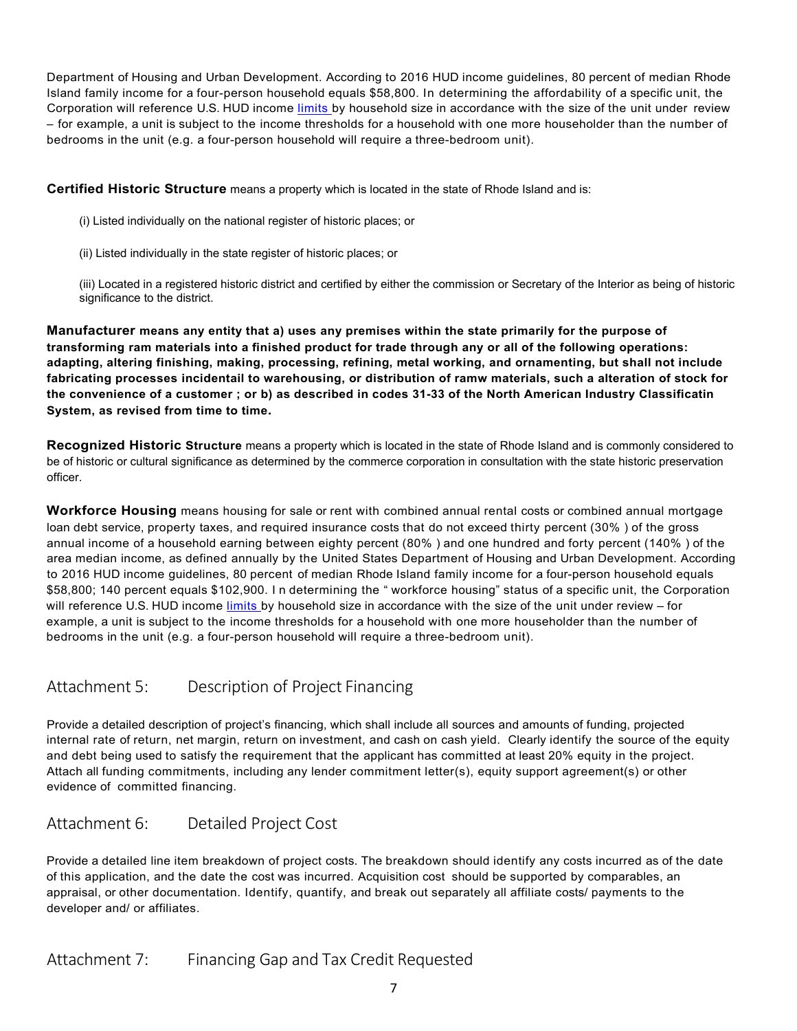Department of Housing and Urban Development. According to 2016 HUD income guidelines, 80 percent of median Rhode Island family income for a four-person household equals $58,800. In determining the affordability of a specific unit, the Corporation will reference U.S. HUD income limits by household size in accordance with the size of the unit under review – for example, a unit is subject to the income thresholds for a household with one more householder than the number of bedrooms in the unit (e.g. a four-person household will require a three-bedroom unit).

**Certified Historic Structure** means a property which is located in the state of Rhode Island and is:

(i) Listed individually on the national register of historic places; or

(ii) Listed individually in the state register of historic places; or

(iii) Located in a registered historic district and certified by either the commission or Secretary of the Interior as being of historic significance to the district.

**Manufacturer means any entity that a) uses any premises within the state primarily for the purpose of transforming ram materials into a finished product for trade through any or all of the following operations: adapting, altering finishing, making, processing, refining, metal working, and ornamenting, but shall not include fabricating processes incidentail to warehousing, or distribution of ramw materials, such a alteration of stock for the convenience of a customer ; or b) as described in codes 31-33 of the North American Industry Classificatin System, as revised from time to time.**

**Recognized Historic Structure** means a property which is located in the state of Rhode Island and is commonly considered to be of historic or cultural significance as determined by the commerce corporation in consultation with the state historic preservation officer.

**Workforce Housing** means housing for sale or rent with combined annual rental costs or combined annual mortgage loan debt service, property taxes, and required insurance costs that do not exceed thirty percent (30% ) of the gross annual income of a household earning between eighty percent (80% ) and one hundred and forty percent (140% ) of the area median income, as defined annually by the United States Department of Housing and Urban Development. According to 2016 HUD income guidelines, 80 percent of median Rhode Island family income for a four-person household equals $58,800; 140 percent equals $102,900. In determining the " workforce housing" status of a specific unit, the Corporation will reference U.S. HUD income limits by household size in accordance with the size of the unit under review – for example, a unit is subject to the income thresholds for a household with one more householder than the number of bedrooms in the unit (e.g. a four-person household will require a three-bedroom unit).

## Attachment 5: Description of Project Financing

Provide a detailed description of project's financing, which shall include all sources and amounts of funding, projected internal rate of return, net margin, return on investment, and cash on cash yield. Clearly identify the source of the equity and debt being used to satisfy the requirement that the applicant has committed at least 20% equity in the project. Attach all funding commitments, including any lender commitment letter(s), equity support agreement(s) or other evidence of committed financing.

## Attachment 6: Detailed Project Cost

Provide a detailed line item breakdown of project costs. The breakdown should identify any costs incurred as of the date of this application, and the date the cost was incurred. Acquisition cost should be supported by comparables, an appraisal, or other documentation. Identify, quantify, and break out separately all affiliate costs/ payments to the developer and/ or affiliates.

## Attachment 7: Financing Gap and Tax Credit Requested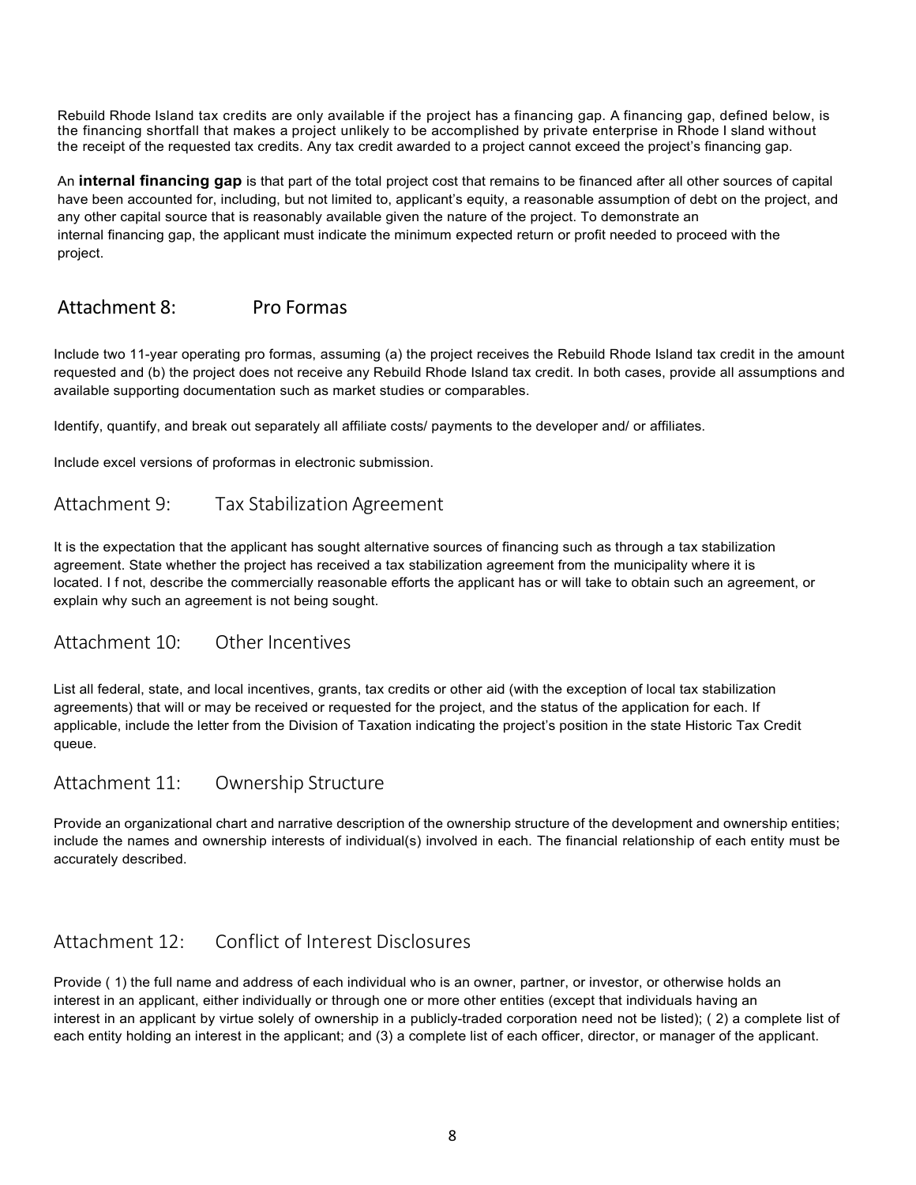Rebuild Rhode Island tax credits are only available if the project has a financing gap. A financing gap, defined below, is the financing shortfall that makes a project unlikely to be accomplished by private enterprise in Rhode I sland without the receipt of the requested tax credits. Any tax credit awarded to a project cannot exceed the project's financing gap.

An **internal financing gap** is that part of the total project cost that remains to be financed after all other sources of capital have been accounted for, including, but not limited to, applicant's equity, a reasonable assumption of debt on the project, and any other capital source that is reasonably available given the nature of the project. To demonstrate an internal financing gap, the applicant must indicate the minimum expected return or profit needed to proceed with the project.

## Attachment 8: Pro Formas

Include two 11-year operating pro formas, assuming (a) the project receives the Rebuild Rhode Island tax credit in the amount requested and (b) the project does not receive any Rebuild Rhode Island tax credit. In both cases, provide all assumptions and available supporting documentation such as market studies or comparables.

Identify, quantify, and break out separately all affiliate costs/ payments to the developer and/ or affiliates.

Include excel versions of proformas in electronic submission.

## Attachment 9: Tax Stabilization Agreement

It is the expectation that the applicant has sought alternative sources of financing such as through a tax stabilization agreement. State whether the project has received a tax stabilization agreement from the municipality where it is located. I f not, describe the commercially reasonable efforts the applicant has or will take to obtain such an agreement, or explain why such an agreement is not being sought.

## Attachment 10: Other Incentives

List all federal, state, and local incentives, grants, tax credits or other aid (with the exception of local tax stabilization agreements) that will or may be received or requested for the project, and the status of the application for each. If applicable, include the letter from the Division of Taxation indicating the project's position in the state Historic Tax Credit queue.

## Attachment 11: Ownership Structure

Provide an organizational chart and narrative description of the ownership structure of the development and ownership entities; include the names and ownership interests of individual(s) involved in each. The financial relationship of each entity must be accurately described.

## Attachment 12: Conflict of Interest Disclosures

Provide ( 1) the full name and address of each individual who is an owner, partner, or investor, or otherwise holds an interest in an applicant, either individually or through one or more other entities (except that individuals having an interest in an applicant by virtue solely of ownership in a publicly-traded corporation need not be listed); ( 2) a complete list of each entity holding an interest in the applicant; and (3) a complete list of each officer, director, or manager of the applicant.